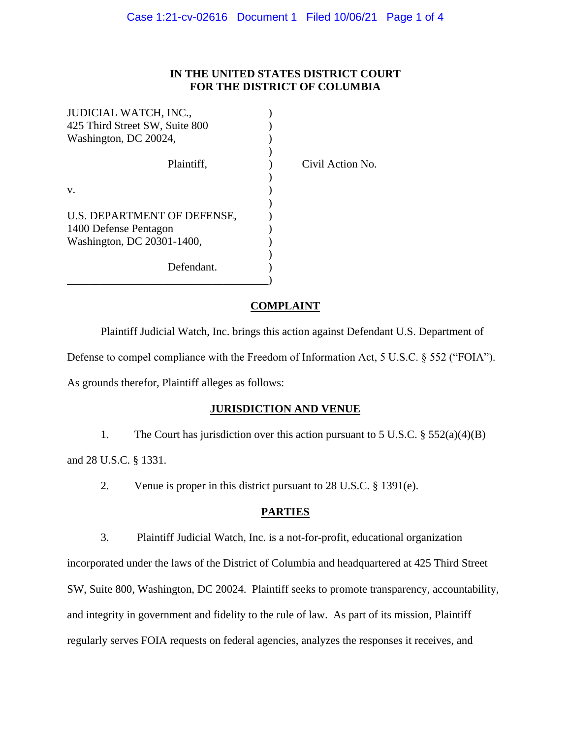**IN THE UNITED STATES DISTRICT COURT**
**FOR THE DISTRICT OF COLUMBIA**

| | | |
|---|---|---|
| JUDICIAL WATCH, INC.,<br>425 Third Street SW, Suite 800<br>Washington, DC 20024,<br><br>Plaintiff,<br><br>v.<br><br>U.S. DEPARTMENT OF DEFENSE,<br>1400 Defense Pentagon<br>Washington, DC 20301-1400,<br><br>Defendant. | ) | Civil Action No. |

## COMPLAINT

Plaintiff Judicial Watch, Inc. brings this action against Defendant U.S. Department of Defense to compel compliance with the Freedom of Information Act, 5 U.S.C. § 552 ("FOIA"). As grounds therefor, Plaintiff alleges as follows:

## JURISDICTION AND VENUE

1. The Court has jurisdiction over this action pursuant to 5 U.S.C. § 552(a)(4)(B) and 28 U.S.C. § 1331.

2. Venue is proper in this district pursuant to 28 U.S.C. § 1391(e).

## PARTIES

3. Plaintiff Judicial Watch, Inc. is a not-for-profit, educational organization incorporated under the laws of the District of Columbia and headquartered at 425 Third Street SW, Suite 800, Washington, DC 20024. Plaintiff seeks to promote transparency, accountability, and integrity in government and fidelity to the rule of law. As part of its mission, Plaintiff regularly serves FOIA requests on federal agencies, analyzes the responses it receives, and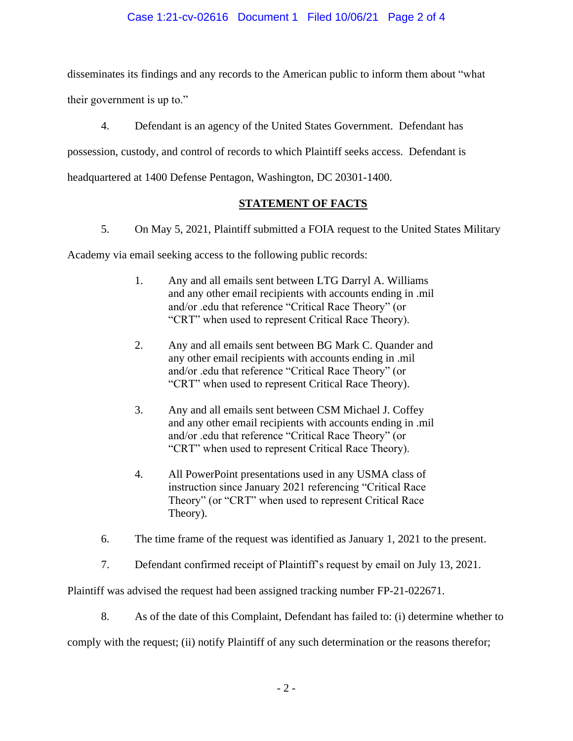disseminates its findings and any records to the American public to inform them about "what their government is up to."

4. Defendant is an agency of the United States Government. Defendant has possession, custody, and control of records to which Plaintiff seeks access. Defendant is headquartered at 1400 Defense Pentagon, Washington, DC 20301-1400.

## STATEMENT OF FACTS

5. On May 5, 2021, Plaintiff submitted a FOIA request to the United States Military Academy via email seeking access to the following public records:

> 1. Any and all emails sent between LTG Darryl A. Williams and any other email recipients with accounts ending in .mil and/or .edu that reference "Critical Race Theory" (or "CRT" when used to represent Critical Race Theory).
>
> 2. Any and all emails sent between BG Mark C. Quander and any other email recipients with accounts ending in .mil and/or .edu that reference "Critical Race Theory" (or "CRT" when used to represent Critical Race Theory).
>
> 3. Any and all emails sent between CSM Michael J. Coffey and any other email recipients with accounts ending in .mil and/or .edu that reference "Critical Race Theory" (or "CRT" when used to represent Critical Race Theory).
>
> 4. All PowerPoint presentations used in any USMA class of instruction since January 2021 referencing "Critical Race Theory" (or "CRT" when used to represent Critical Race Theory).

6. The time frame of the request was identified as January 1, 2021 to the present.

7. Defendant confirmed receipt of Plaintiff's request by email on July 13, 2021. Plaintiff was advised the request had been assigned tracking number FP-21-022671.

8. As of the date of this Complaint, Defendant has failed to: (i) determine whether to comply with the request; (ii) notify Plaintiff of any such determination or the reasons therefor;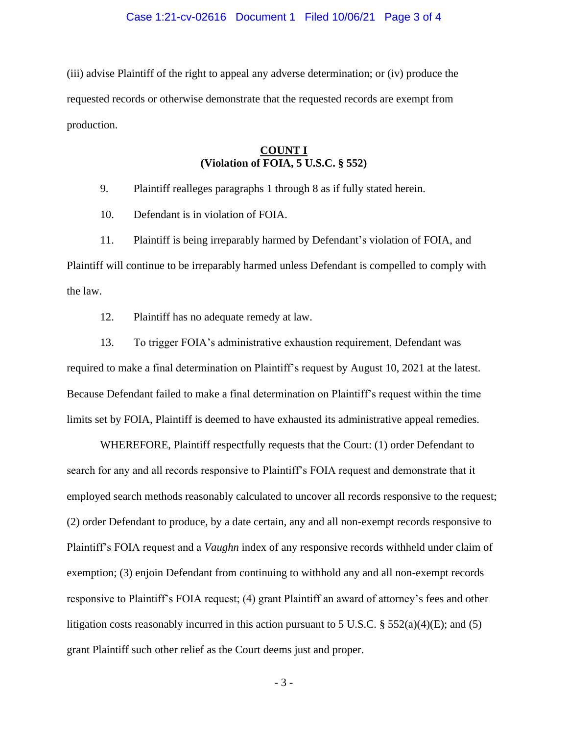(iii) advise Plaintiff of the right to appeal any adverse determination; or (iv) produce the requested records or otherwise demonstrate that the requested records are exempt from production.

**COUNT I**
**(Violation of FOIA, 5 U.S.C. § 552)**

9. Plaintiff realleges paragraphs 1 through 8 as if fully stated herein.

10. Defendant is in violation of FOIA.

11. Plaintiff is being irreparably harmed by Defendant's violation of FOIA, and Plaintiff will continue to be irreparably harmed unless Defendant is compelled to comply with the law.

12. Plaintiff has no adequate remedy at law.

13. To trigger FOIA's administrative exhaustion requirement, Defendant was required to make a final determination on Plaintiff's request by August 10, 2021 at the latest. Because Defendant failed to make a final determination on Plaintiff's request within the time limits set by FOIA, Plaintiff is deemed to have exhausted its administrative appeal remedies.

WHEREFORE, Plaintiff respectfully requests that the Court: (1) order Defendant to search for any and all records responsive to Plaintiff's FOIA request and demonstrate that it employed search methods reasonably calculated to uncover all records responsive to the request; (2) order Defendant to produce, by a date certain, any and all non-exempt records responsive to Plaintiff's FOIA request and a *Vaughn* index of any responsive records withheld under claim of exemption; (3) enjoin Defendant from continuing to withhold any and all non-exempt records responsive to Plaintiff's FOIA request; (4) grant Plaintiff an award of attorney's fees and other litigation costs reasonably incurred in this action pursuant to 5 U.S.C. § 552(a)(4)(E); and (5) grant Plaintiff such other relief as the Court deems just and proper.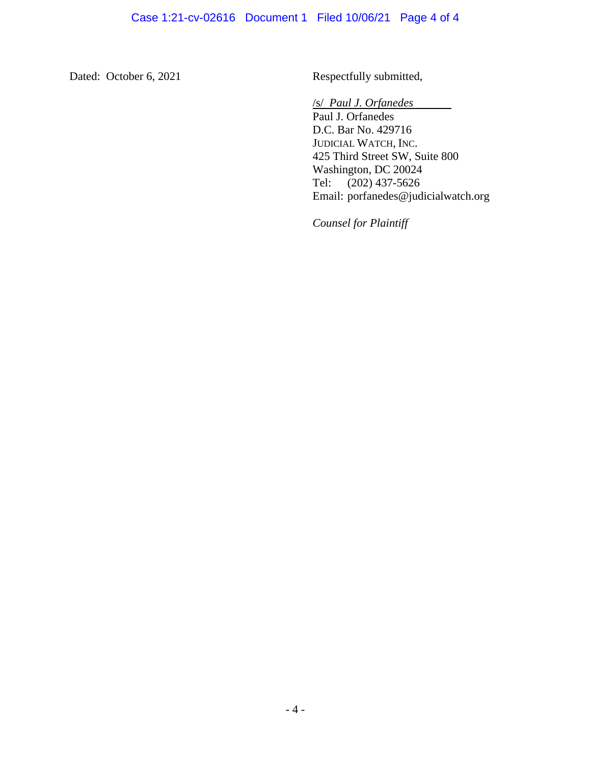Dated: October 6, 2021

Respectfully submitted,

/s/ *Paul J. Orfanedes*
Paul J. Orfanedes
D.C. Bar No. 429716
JUDICIAL WATCH, INC.
425 Third Street SW, Suite 800
Washington, DC 20024
Tel: (202) 437-5626
Email: porfanedes@judicialwatch.org

*Counsel for Plaintiff*